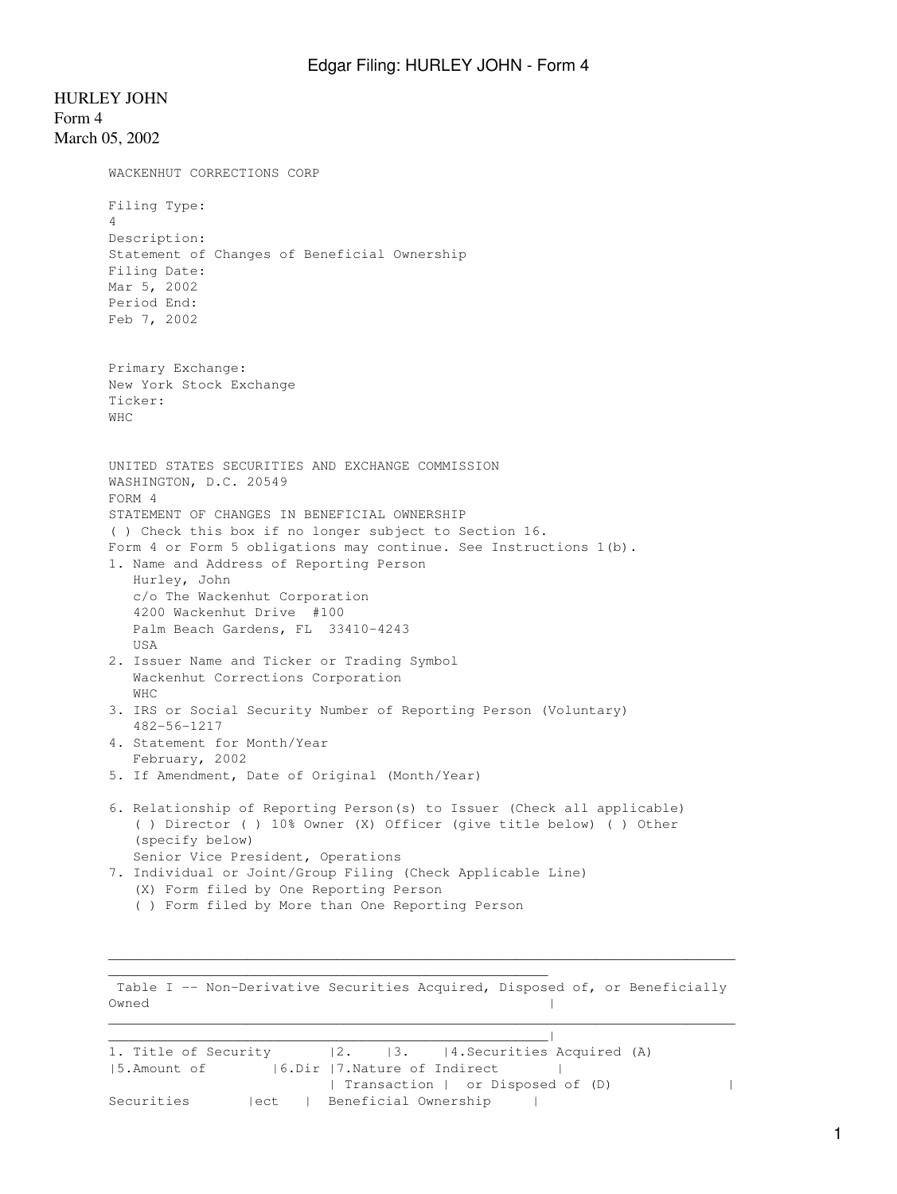HURLEY JOHN
Form 4
March 05, 2002

WACKENHUT CORRECTIONS CORP

Filing Type:
4
Description:
Statement of Changes of Beneficial Ownership
Filing Date:
Mar 5, 2002
Period End:
Feb 7, 2002

Primary Exchange:
New York Stock Exchange
Ticker:
WHC

UNITED STATES SECURITIES AND EXCHANGE COMMISSION
WASHINGTON, D.C. 20549
FORM 4
STATEMENT OF CHANGES IN BENEFICIAL OWNERSHIP
( ) Check this box if no longer subject to Section 16.
Form 4 or Form 5 obligations may continue. See Instructions 1(b).

1. Name and Address of Reporting Person
   Hurley, John
   c/o The Wackenhut Corporation
   4200 Wackenhut Drive #100
   Palm Beach Gardens, FL 33410-4243
   USA
2. Issuer Name and Ticker or Trading Symbol
   Wackenhut Corrections Corporation
   WHC
3. IRS or Social Security Number of Reporting Person (Voluntary)
   482-56-1217
4. Statement for Month/Year
   February, 2002
5. If Amendment, Date of Original (Month/Year)

6. Relationship of Reporting Person(s) to Issuer (Check all applicable)
   ( ) Director ( ) 10% Owner (X) Officer (give title below) ( ) Other (specify below)
   Senior Vice President, Operations
7. Individual or Joint/Group Filing (Check Applicable Line)
   (X) Form filed by One Reporting Person
   ( ) Form filed by More than One Reporting Person

Table I -- Non-Derivative Securities Acquired, Disposed of, or Beneficially Owned

| 1.Title of Security | 2. Transaction | 3. | 4.Securities Acquired (A) or Disposed of (D) | 5.Amount of Securities | 6.Direct | 7.Nature of Indirect Beneficial Ownership |
|---|---|---|---|---|---|---|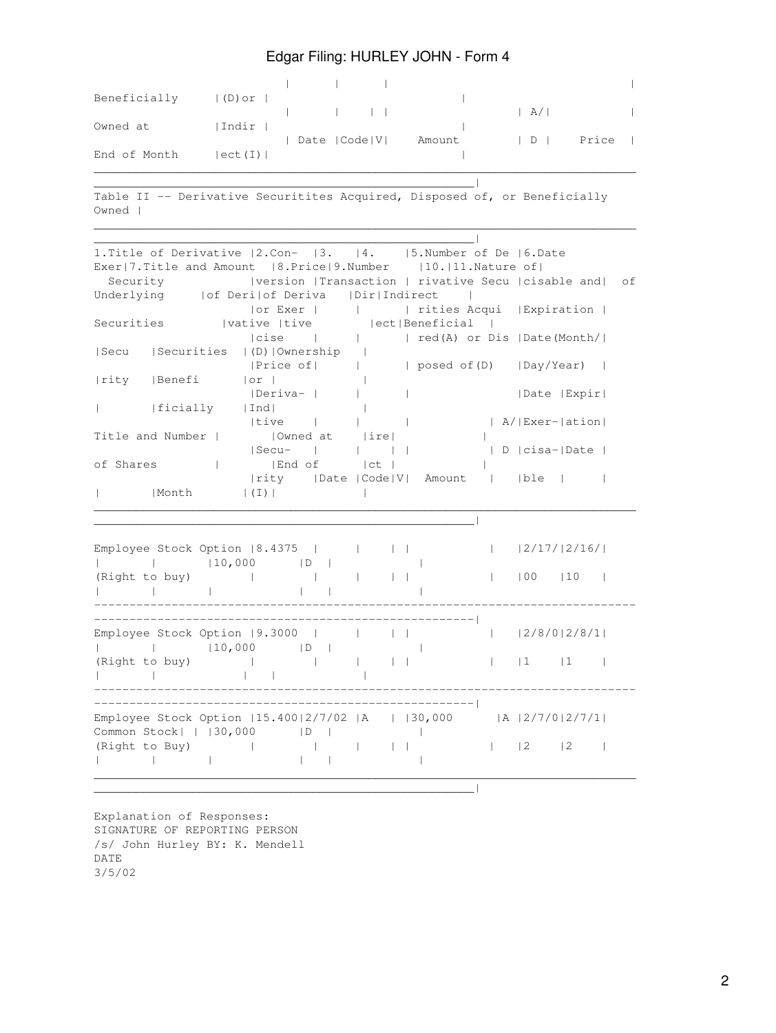| | | | | | | | |
|---|---|---|---|---|---|---|---|
| Beneficially Owned at End of Month | (D)or Indirect(I) | Date | Code | V | Amount | A/D | Price |

Table II -- Derivative Securitites Acquired, Disposed of, or Beneficially Owned

| 1.Title of Derivative Security | 2.Conversion or Exercise Price of Derivative Security | 3. Transaction Date | 4. Code | V | 5.Number of Derivative Securities Acquired(A) or Disposed of(D) Amount | A/D | 6.Date Exercisable and Expiration Date(Month/Day/Year) Date Exercisable | Expiration Date | 7.Title and Amount of Underlying Securities Title and Number of Shares | 8.Price of Derivative Security | 9.Number of Derivative Securities Beneficially Owned at End of Month | 10.Dir ect (D) or Ind ire ct (I) | 11.Nature of Indirect Beneficial Ownership |
|---|---|---|---|---|---|---|---|---|---|---|---|---|---|
| Employee Stock Option (Right to buy) | 8.4375 | | | | | | 2/17/00 | 2/16/10 | | | 10,000 | D | |
| Employee Stock Option (Right to buy) | 9.3000 | | | | | | 2/8/01 | 2/8/11 | | | 10,000 | D | |
| Employee Stock Option (Right to Buy) | 15.400 | 2/7/02 | A | | 30,000 | A | 2/7/02 | 2/7/12 | Common Stock | | 30,000 | D | |

Explanation of Responses:
SIGNATURE OF REPORTING PERSON
/s/ John Hurley BY: K. Mendell
DATE
3/5/02